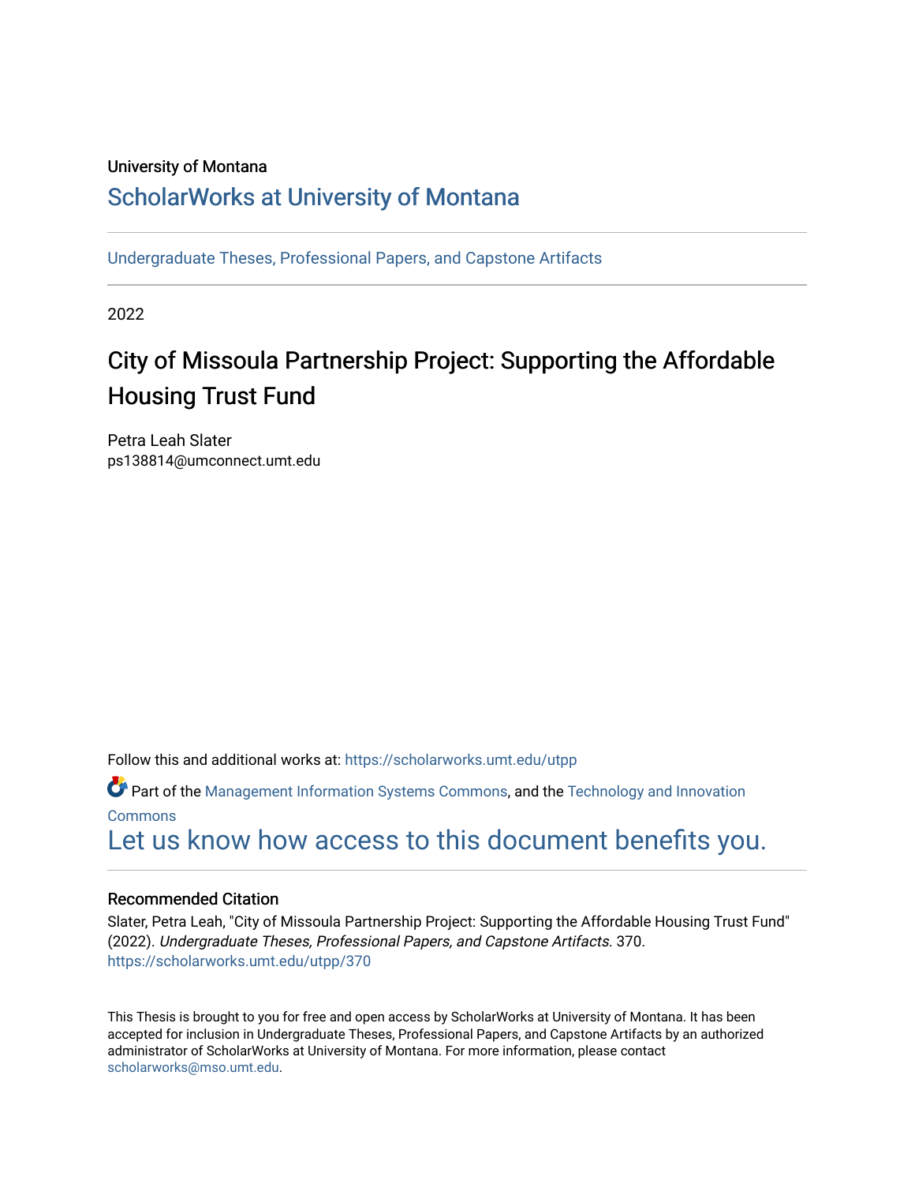University of Montana

## ScholarWorks at University of Montana

Undergraduate Theses, Professional Papers, and Capstone Artifacts

2022

# City of Missoula Partnership Project: Supporting the Affordable Housing Trust Fund

Petra Leah Slater
ps138814@umconnect.umt.edu

Follow this and additional works at: https://scholarworks.umt.edu/utpp

Part of the Management Information Systems Commons, and the Technology and Innovation Commons

Let us know how access to this document benefits you.

### Recommended Citation

Slater, Petra Leah, "City of Missoula Partnership Project: Supporting the Affordable Housing Trust Fund" (2022). *Undergraduate Theses, Professional Papers, and Capstone Artifacts*. 370.
https://scholarworks.umt.edu/utpp/370

This Thesis is brought to you for free and open access by ScholarWorks at University of Montana. It has been accepted for inclusion in Undergraduate Theses, Professional Papers, and Capstone Artifacts by an authorized administrator of ScholarWorks at University of Montana. For more information, please contact scholarworks@mso.umt.edu.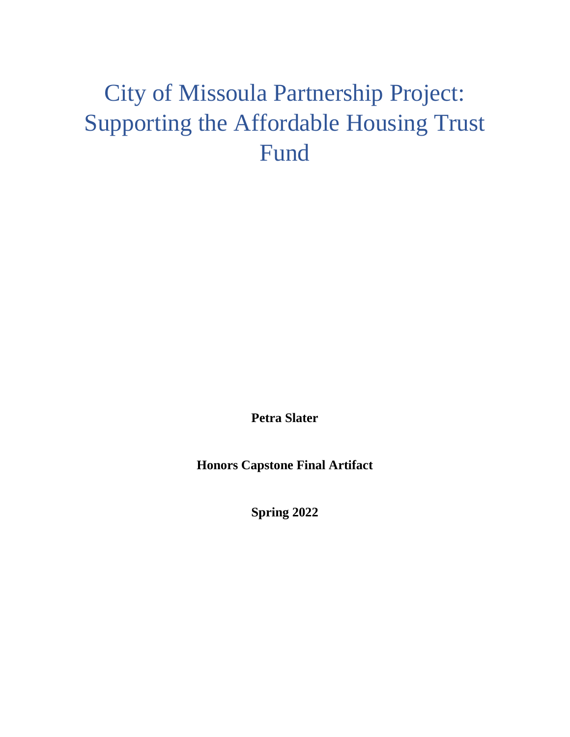# City of Missoula Partnership Project: Supporting the Affordable Housing Trust Fund

**Petra Slater**

**Honors Capstone Final Artifact**

**Spring 2022**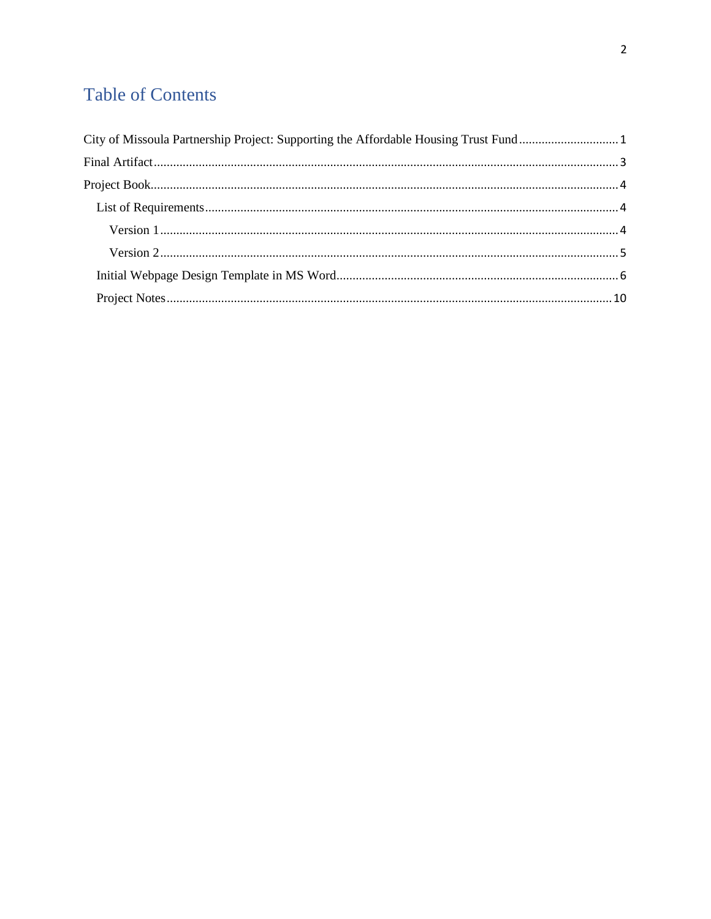# Table of Contents

City of Missoula Partnership Project: Supporting the Affordable Housing Trust Fund ............................... 1

Final Artifact ............................................................................................................................... 3

Project Book ................................................................................................................................ 4

- List of Requirements .............................................................................................................. 4
  - Version 1 ........................................................................................................................... 4
  - Version 2 ........................................................................................................................... 5
- Initial Webpage Design Template in MS Word ...................................................................... 6
- Project Notes ......................................................................................................................... 10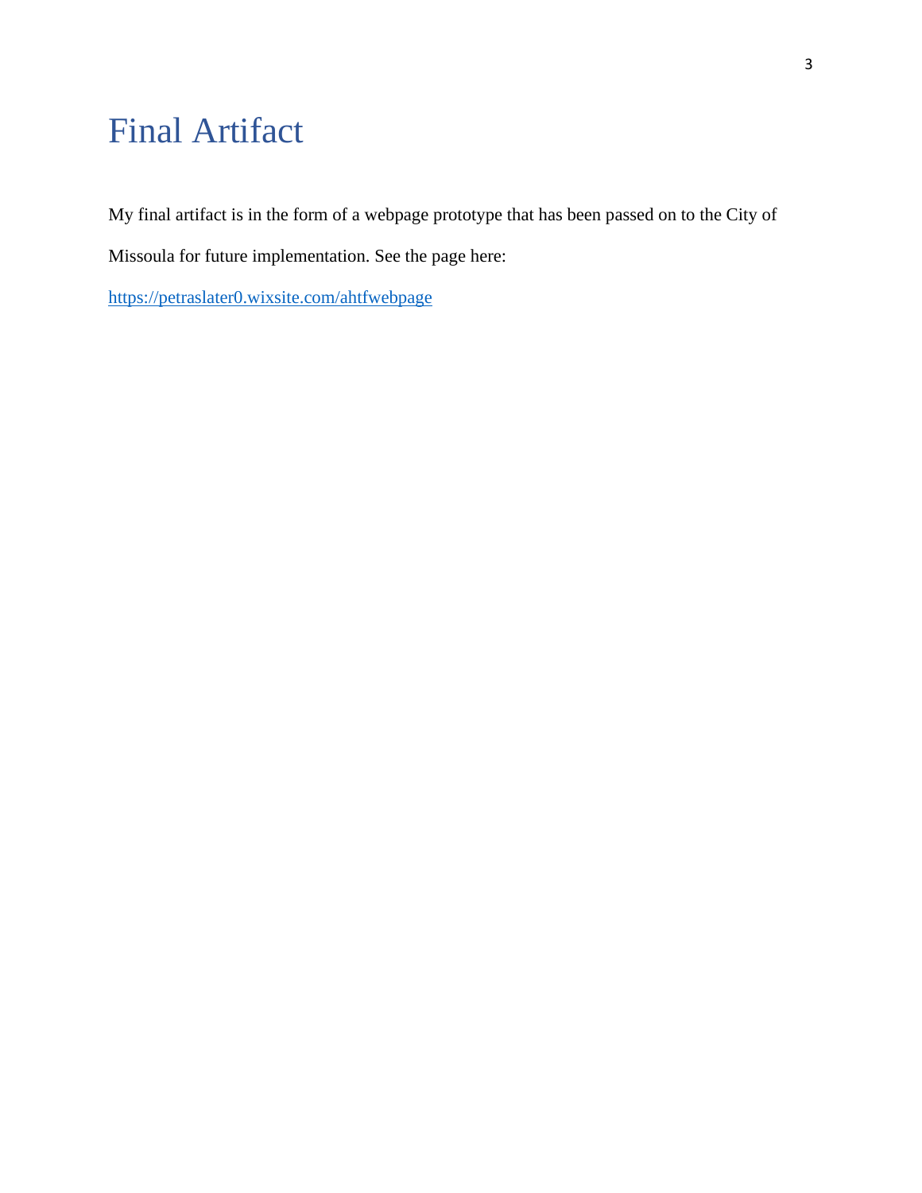# Final Artifact

My final artifact is in the form of a webpage prototype that has been passed on to the City of Missoula for future implementation. See the page here:

https://petraslater0.wixsite.com/ahtfwebpage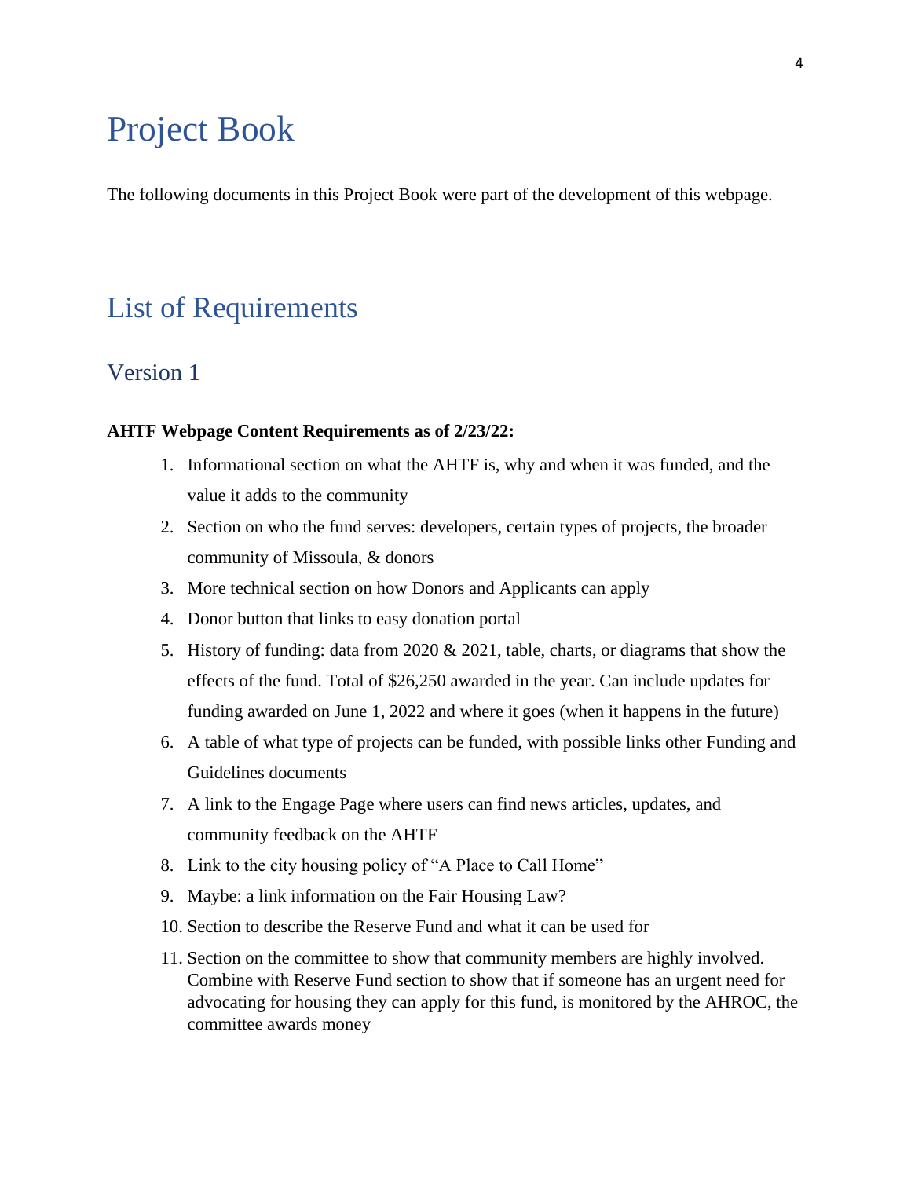# Project Book

The following documents in this Project Book were part of the development of this webpage.

## List of Requirements

### Version 1

**AHTF Webpage Content Requirements as of 2/23/22:**

1. Informational section on what the AHTF is, why and when it was funded, and the value it adds to the community
2. Section on who the fund serves: developers, certain types of projects, the broader community of Missoula, & donors
3. More technical section on how Donors and Applicants can apply
4. Donor button that links to easy donation portal
5. History of funding: data from 2020 & 2021, table, charts, or diagrams that show the effects of the fund. Total of $26,250 awarded in the year. Can include updates for funding awarded on June 1, 2022 and where it goes (when it happens in the future)
6. A table of what type of projects can be funded, with possible links other Funding and Guidelines documents
7. A link to the Engage Page where users can find news articles, updates, and community feedback on the AHTF
8. Link to the city housing policy of "A Place to Call Home"
9. Maybe: a link information on the Fair Housing Law?
10. Section to describe the Reserve Fund and what it can be used for
11. Section on the committee to show that community members are highly involved. Combine with Reserve Fund section to show that if someone has an urgent need for advocating for housing they can apply for this fund, is monitored by the AHROC, the committee awards money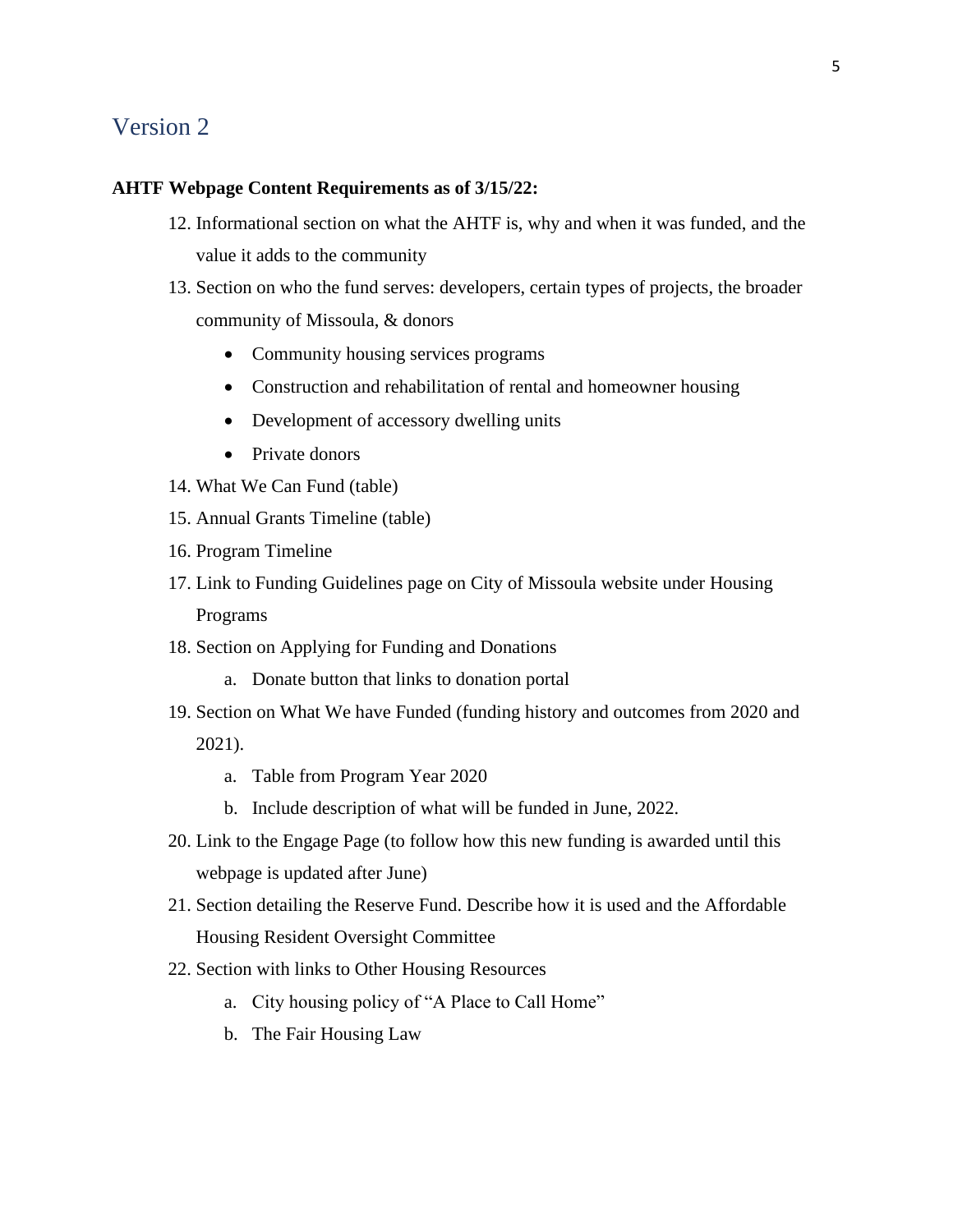## Version 2

**AHTF Webpage Content Requirements as of 3/15/22:**

12. Informational section on what the AHTF is, why and when it was funded, and the value it adds to the community
13. Section on who the fund serves: developers, certain types of projects, the broader community of Missoula, & donors
    - Community housing services programs
    - Construction and rehabilitation of rental and homeowner housing
    - Development of accessory dwelling units
    - Private donors
14. What We Can Fund (table)
15. Annual Grants Timeline (table)
16. Program Timeline
17. Link to Funding Guidelines page on City of Missoula website under Housing Programs
18. Section on Applying for Funding and Donations
    a. Donate button that links to donation portal
19. Section on What We have Funded (funding history and outcomes from 2020 and 2021).
    a. Table from Program Year 2020
    b. Include description of what will be funded in June, 2022.
20. Link to the Engage Page (to follow how this new funding is awarded until this webpage is updated after June)
21. Section detailing the Reserve Fund. Describe how it is used and the Affordable Housing Resident Oversight Committee
22. Section with links to Other Housing Resources
    a. City housing policy of "A Place to Call Home"
    b. The Fair Housing Law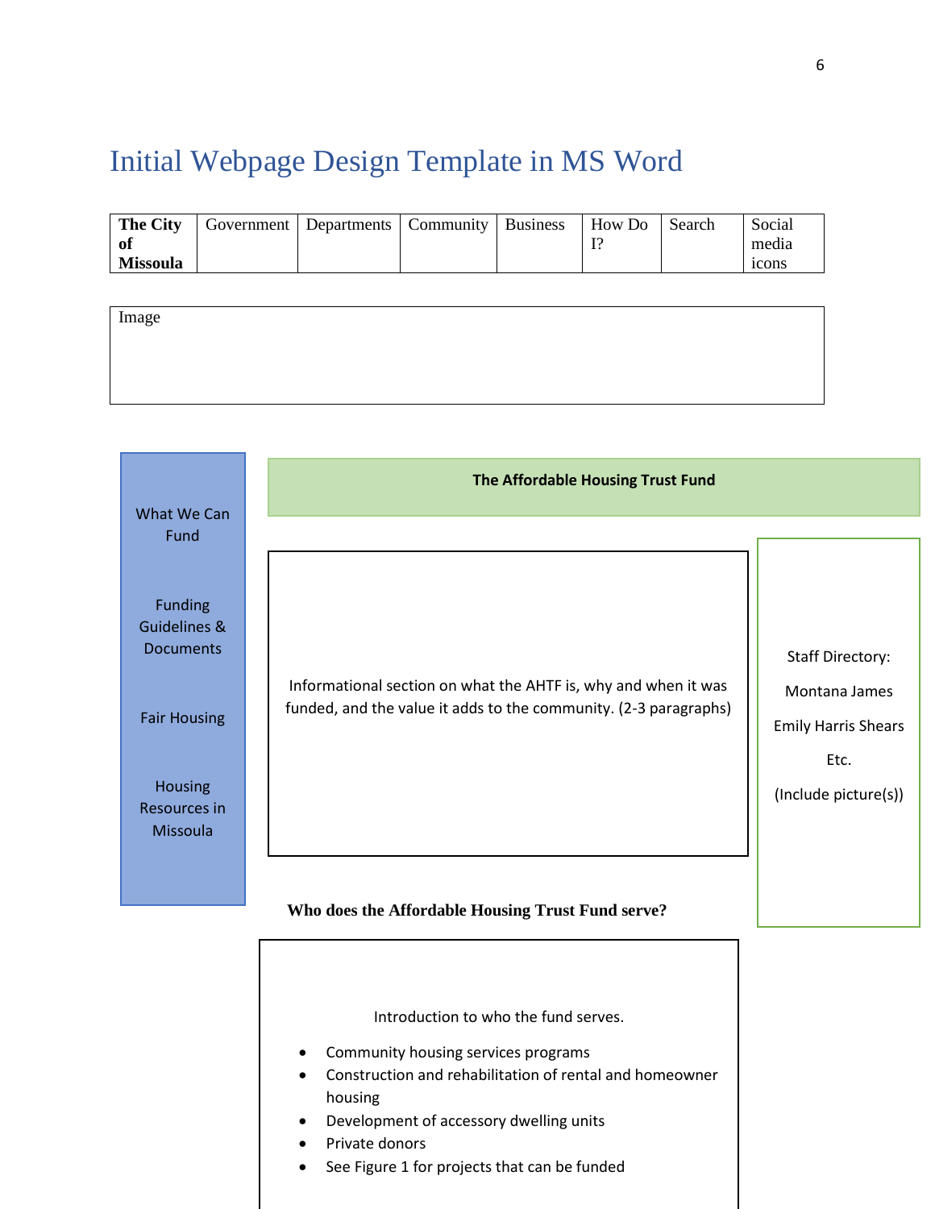# Initial Webpage Design Template in MS Word

| **The City of Missoula** | Government | Departments | Community | Business | How Do I? | Search | Social media icons |
|---|---|---|---|---|---|---|---|

| Image |
|---|

What We Can Fund

Funding Guidelines & Documents

Fair Housing

Housing Resources in Missoula

**The Affordable Housing Trust Fund**

Informational section on what the AHTF is, why and when it was funded, and the value it adds to the community. (2-3 paragraphs)

Staff Directory:

Montana James

Emily Harris Shears

Etc.

(Include picture(s))

**Who does the Affordable Housing Trust Fund serve?**

Introduction to who the fund serves.

- Community housing services programs
- Construction and rehabilitation of rental and homeowner housing
- Development of accessory dwelling units
- Private donors
- See Figure 1 for projects that can be funded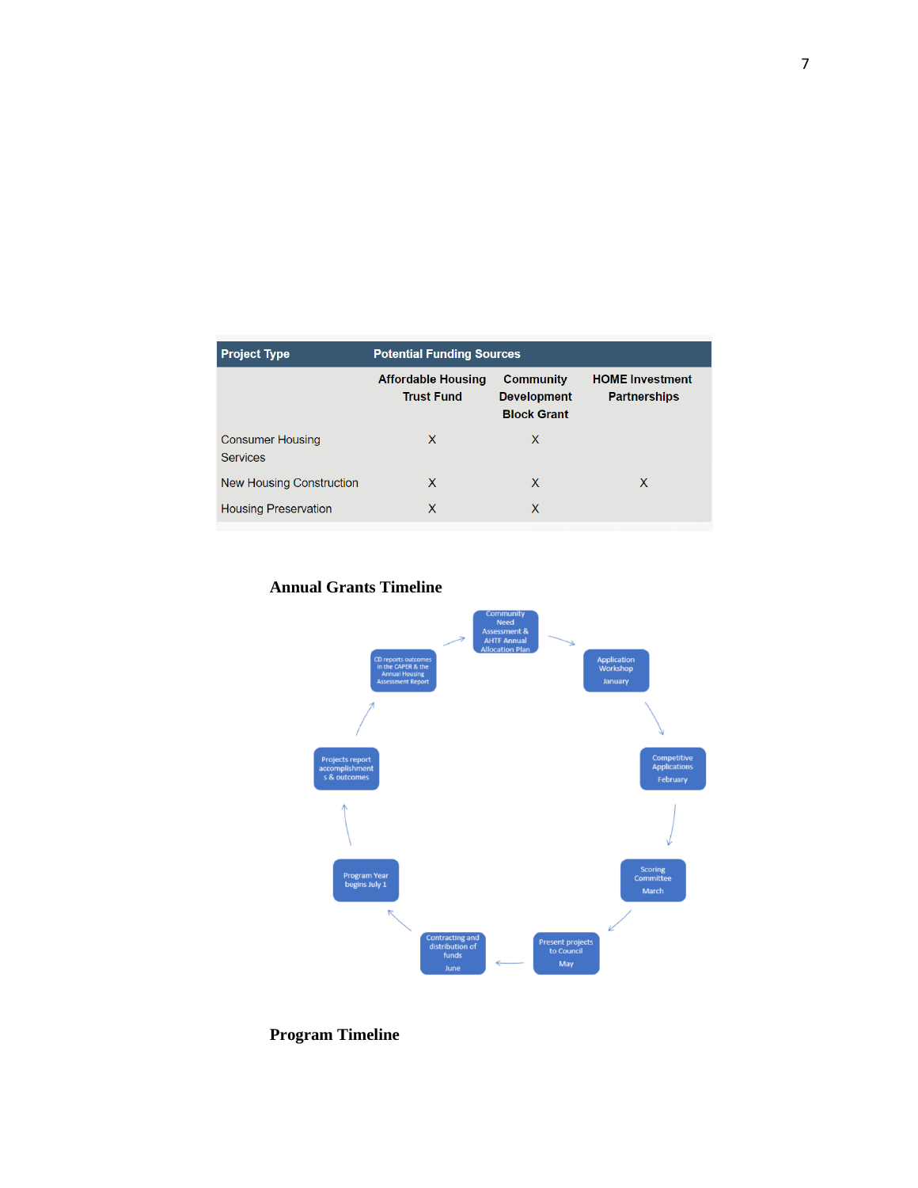| Project Type | Potential Funding Sources | | |
|---|---|---|---|
| | Affordable Housing Trust Fund | Community Development Block Grant | HOME Investment Partnerships |
| Consumer Housing Services | X | X | |
| New Housing Construction | X | X | X |
| Housing Preservation | X | X | |

## Annual Grants Timeline

- Community Need Assessment & AHTF Annual Allocation Plan
- Application Workshop January
- Competitive Applications February
- Scoring Committee March
- Present projects to Council May
- Contracting and distribution of funds June
- Program Year begins July 1
- Projects report accomplishments & outcomes
- CD reports outcomes in the CAPER & the Annual Housing Assessment Report

## Program Timeline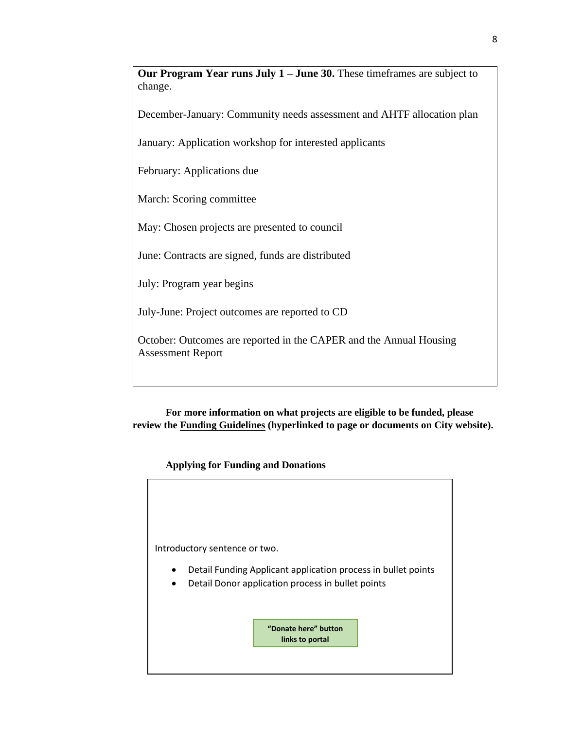**Our Program Year runs July 1 – June 30.** These timeframes are subject to change.

December-January: Community needs assessment and AHTF allocation plan

January: Application workshop for interested applicants

February: Applications due

March: Scoring committee

May: Chosen projects are presented to council

June: Contracts are signed, funds are distributed

July: Program year begins

July-June: Project outcomes are reported to CD

October: Outcomes are reported in the CAPER and the Annual Housing Assessment Report

**For more information on what projects are eligible to be funded, please review the <u>Funding Guidelines</u> (hyperlinked to page or documents on City website).**

**Applying for Funding and Donations**

Introductory sentence or two.

- Detail Funding Applicant application process in bullet points
- Detail Donor application process in bullet points

**"Donate here" button links to portal**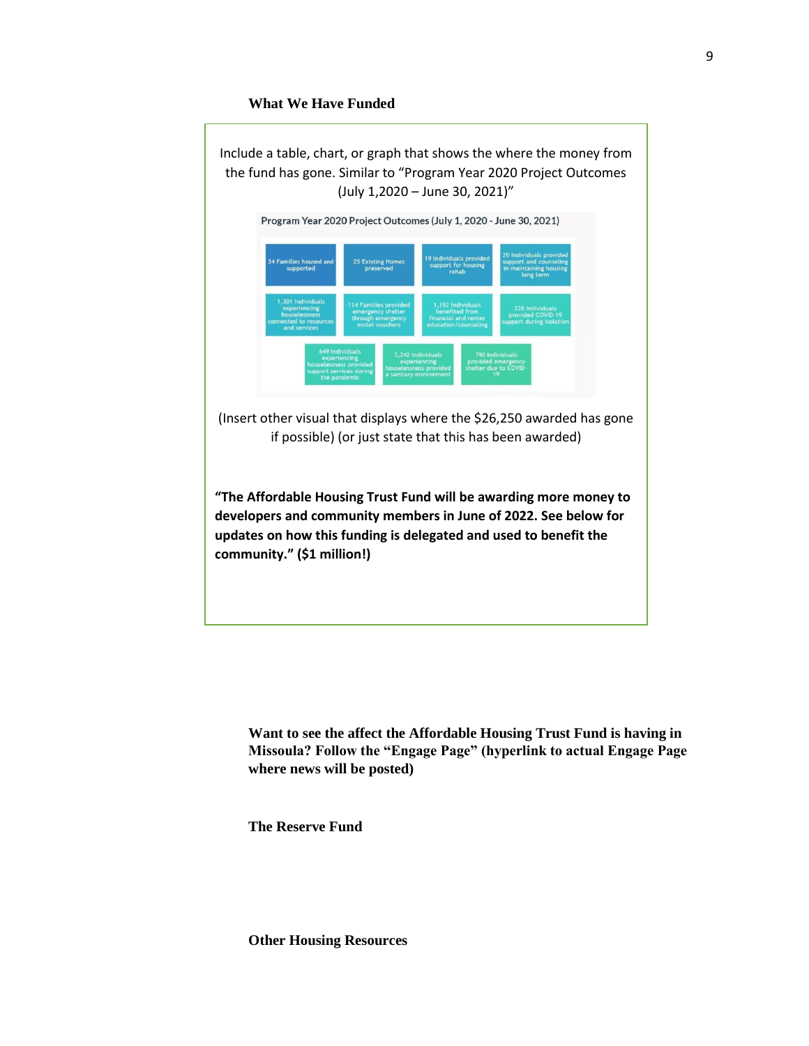**What We Have Funded**

Include a table, chart, or graph that shows the where the money from the fund has gone. Similar to "Program Year 2020 Project Outcomes (July 1,2020 – June 30, 2021)"

Program Year 2020 Project Outcomes (July 1, 2020 - June 30, 2021)

| | | | |
|---|---|---|---|
| 34 Families housed and supported | 25 Existing Homes preserved | 19 Individuals provided support for housing rehab | 20 Individuals provided support and counseling in maintaining housing long term |
| 1,301 Individuals experiencing houselessness connected to resources and services | 114 Families provided emergency shelter through emergency motel vouchers | 1,152 Individuals benefited from financial and renter education/counseling | 228 Individuals provided COVID-19 support during isolation |
| 649 Individuals experiencing houselessness provided support services during the pandemic | 2,242 Individuals experiencing houselessness provided a sanitary environment | 790 Individuals provided emergency shelter due to COVID-19 | |

(Insert other visual that displays where the $26,250 awarded has gone if possible) (or just state that this has been awarded)

**"The Affordable Housing Trust Fund will be awarding more money to developers and community members in June of 2022. See below for updates on how this funding is delegated and used to benefit the community." ($1 million!)**

**Want to see the affect the Affordable Housing Trust Fund is having in Missoula? Follow the "Engage Page" (hyperlink to actual Engage Page where news will be posted)**

**The Reserve Fund**

**Other Housing Resources**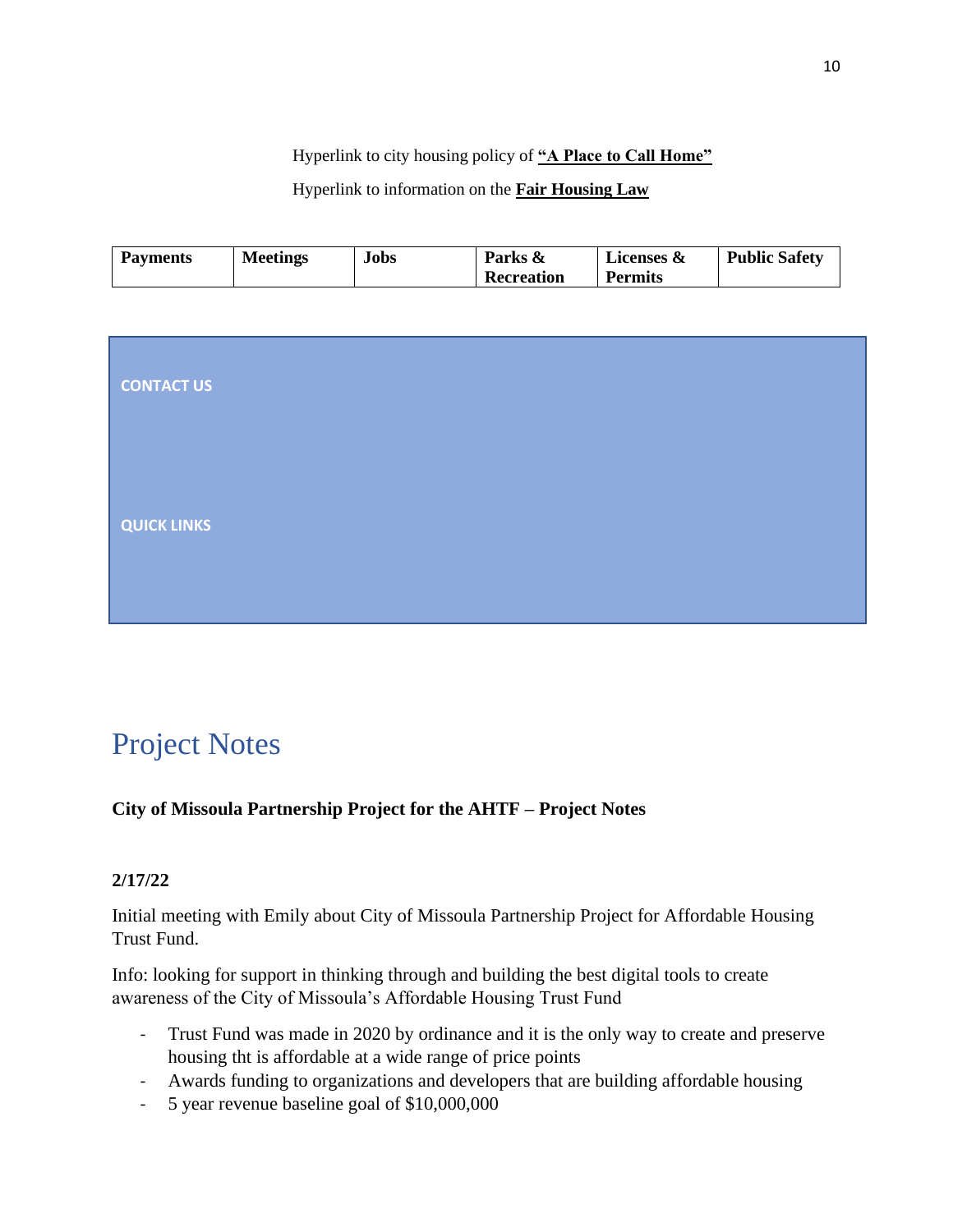Hyperlink to city housing policy of **"A Place to Call Home"**

Hyperlink to information on the **Fair Housing Law**

| Payments | Meetings | Jobs | Parks & Recreation | Licenses & Permits | Public Safety |
|---|---|---|---|---|---|

**CONTACT US**

**QUICK LINKS**

# Project Notes

**City of Missoula Partnership Project for the AHTF – Project Notes**

**2/17/22**

Initial meeting with Emily about City of Missoula Partnership Project for Affordable Housing Trust Fund.

Info: looking for support in thinking through and building the best digital tools to create awareness of the City of Missoula's Affordable Housing Trust Fund

- Trust Fund was made in 2020 by ordinance and it is the only way to create and preserve housing tht is affordable at a wide range of price points
- Awards funding to organizations and developers that are building affordable housing
- 5 year revenue baseline goal of $10,000,000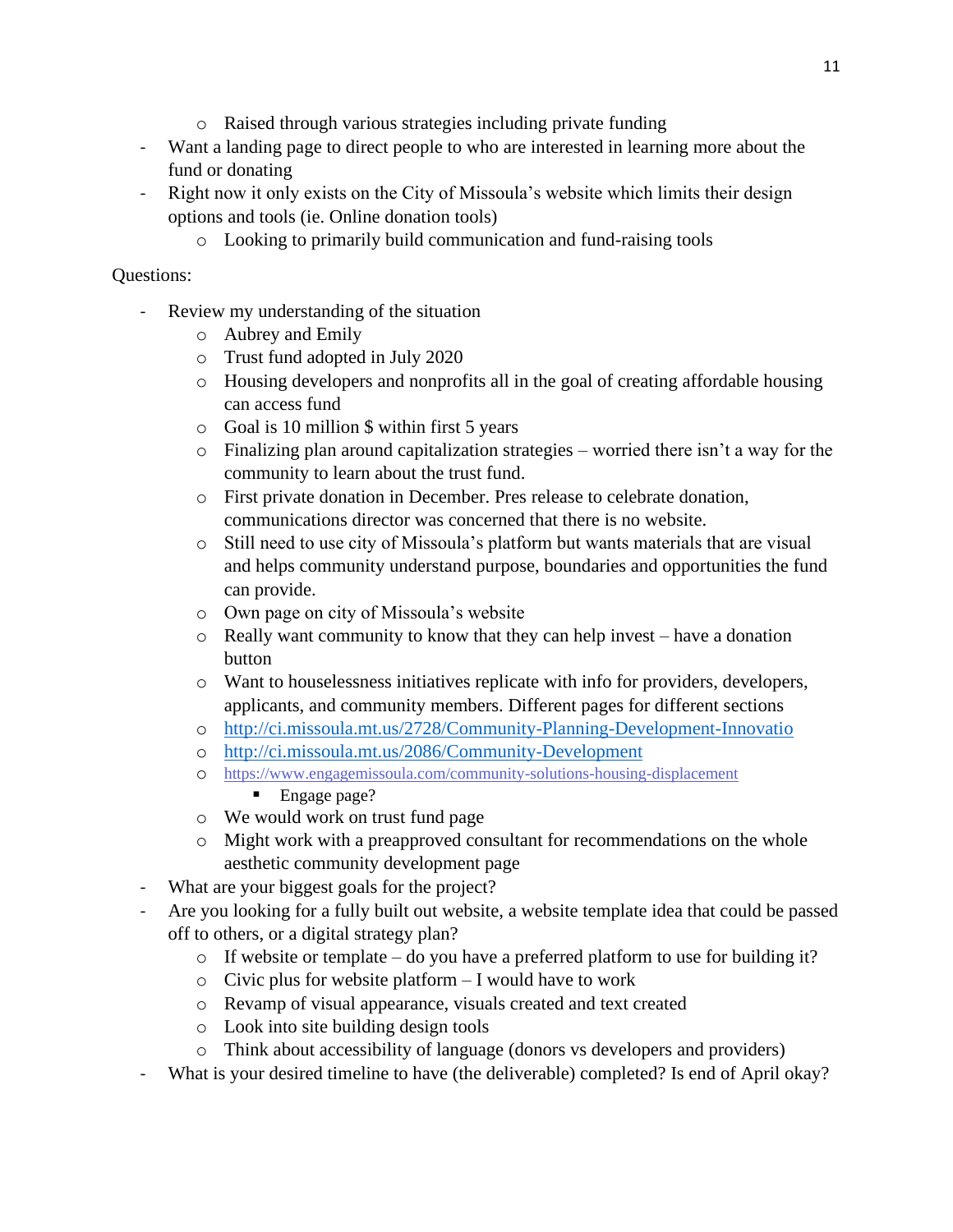- Raised through various strategies including private funding
- Want a landing page to direct people to who are interested in learning more about the fund or donating
- Right now it only exists on the City of Missoula's website which limits their design options and tools (ie. Online donation tools)
  - Looking to primarily build communication and fund-raising tools

Questions:

- Review my understanding of the situation
  - Aubrey and Emily
  - Trust fund adopted in July 2020
  - Housing developers and nonprofits all in the goal of creating affordable housing can access fund
  - Goal is 10 million $ within first 5 years
  - Finalizing plan around capitalization strategies – worried there isn't a way for the community to learn about the trust fund.
  - First private donation in December. Pres release to celebrate donation, communications director was concerned that there is no website.
  - Still need to use city of Missoula's platform but wants materials that are visual and helps community understand purpose, boundaries and opportunities the fund can provide.
  - Own page on city of Missoula's website
  - Really want community to know that they can help invest – have a donation button
  - Want to houselessness initiatives replicate with info for providers, developers, applicants, and community members. Different pages for different sections
  - http://ci.missoula.mt.us/2728/Community-Planning-Development-Innovatio
  - http://ci.missoula.mt.us/2086/Community-Development
  - https://www.engagemissoula.com/community-solutions-housing-displacement
    - Engage page?
  - We would work on trust fund page
  - Might work with a preapproved consultant for recommendations on the whole aesthetic community development page
- What are your biggest goals for the project?
- Are you looking for a fully built out website, a website template idea that could be passed off to others, or a digital strategy plan?
  - If website or template – do you have a preferred platform to use for building it?
  - Civic plus for website platform – I would have to work
  - Revamp of visual appearance, visuals created and text created
  - Look into site building design tools
  - Think about accessibility of language (donors vs developers and providers)
- What is your desired timeline to have (the deliverable) completed? Is end of April okay?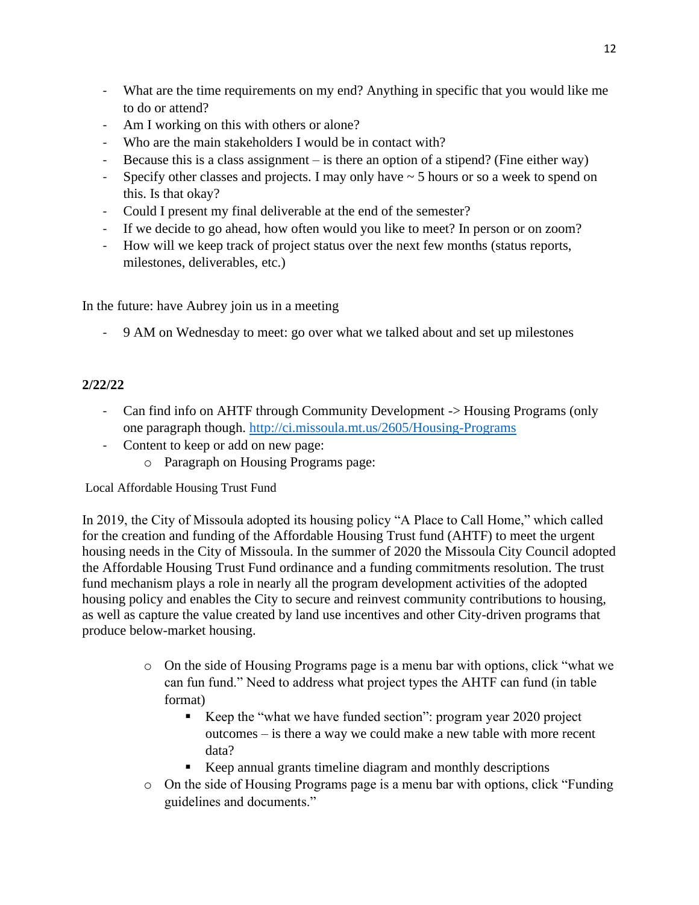- What are the time requirements on my end? Anything in specific that you would like me to do or attend?
- Am I working on this with others or alone?
- Who are the main stakeholders I would be in contact with?
- Because this is a class assignment – is there an option of a stipend? (Fine either way)
- Specify other classes and projects. I may only have ~ 5 hours or so a week to spend on this. Is that okay?
- Could I present my final deliverable at the end of the semester?
- If we decide to go ahead, how often would you like to meet? In person or on zoom?
- How will we keep track of project status over the next few months (status reports, milestones, deliverables, etc.)

In the future: have Aubrey join us in a meeting

- 9 AM on Wednesday to meet: go over what we talked about and set up milestones

**2/22/22**

- Can find info on AHTF through Community Development -> Housing Programs (only one paragraph though. http://ci.missoula.mt.us/2605/Housing-Programs
- Content to keep or add on new page:
    - Paragraph on Housing Programs page:

Local Affordable Housing Trust Fund

In 2019, the City of Missoula adopted its housing policy "A Place to Call Home," which called for the creation and funding of the Affordable Housing Trust fund (AHTF) to meet the urgent housing needs in the City of Missoula. In the summer of 2020 the Missoula City Council adopted the Affordable Housing Trust Fund ordinance and a funding commitments resolution. The trust fund mechanism plays a role in nearly all the program development activities of the adopted housing policy and enables the City to secure and reinvest community contributions to housing, as well as capture the value created by land use incentives and other City-driven programs that produce below-market housing.

- On the side of Housing Programs page is a menu bar with options, click "what we can fun fund." Need to address what project types the AHTF can fund (in table format)
    - Keep the "what we have funded section": program year 2020 project outcomes – is there a way we could make a new table with more recent data?
    - Keep annual grants timeline diagram and monthly descriptions
- On the side of Housing Programs page is a menu bar with options, click "Funding guidelines and documents."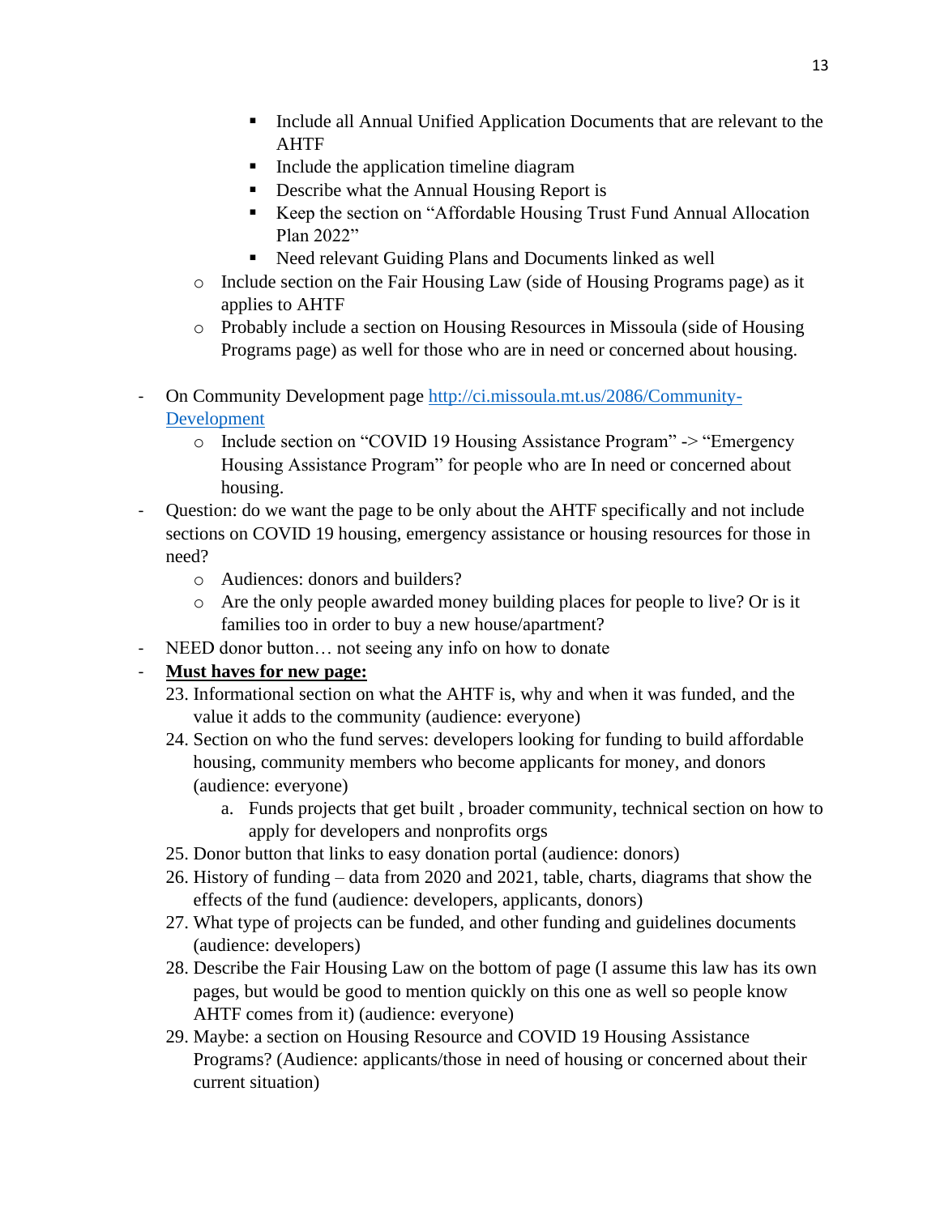- Include all Annual Unified Application Documents that are relevant to the AHTF
        - Include the application timeline diagram
        - Describe what the Annual Housing Report is
        - Keep the section on "Affordable Housing Trust Fund Annual Allocation Plan 2022"
        - Need relevant Guiding Plans and Documents linked as well
    - Include section on the Fair Housing Law (side of Housing Programs page) as it applies to AHTF
    - Probably include a section on Housing Resources in Missoula (side of Housing Programs page) as well for those who are in need or concerned about housing.

- On Community Development page [http://ci.missoula.mt.us/2086/Community-Development](http://ci.missoula.mt.us/2086/Community-Development)
    - Include section on "COVID 19 Housing Assistance Program" -> "Emergency Housing Assistance Program" for people who are In need or concerned about housing.
- Question: do we want the page to be only about the AHTF specifically and not include sections on COVID 19 housing, emergency assistance or housing resources for those in need?
    - Audiences: donors and builders?
    - Are the only people awarded money building places for people to live? Or is it families too in order to buy a new house/apartment?
- NEED donor button… not seeing any info on how to donate
- **<u>Must haves for new page:</u>**

23. Informational section on what the AHTF is, why and when it was funded, and the value it adds to the community (audience: everyone)
24. Section on who the fund serves: developers looking for funding to build affordable housing, community members who become applicants for money, and donors (audience: everyone)
    a. Funds projects that get built , broader community, technical section on how to apply for developers and nonprofits orgs
25. Donor button that links to easy donation portal (audience: donors)
26. History of funding – data from 2020 and 2021, table, charts, diagrams that show the effects of the fund (audience: developers, applicants, donors)
27. What type of projects can be funded, and other funding and guidelines documents (audience: developers)
28. Describe the Fair Housing Law on the bottom of page (I assume this law has its own pages, but would be good to mention quickly on this one as well so people know AHTF comes from it) (audience: everyone)
29. Maybe: a section on Housing Resource and COVID 19 Housing Assistance Programs? (Audience: applicants/those in need of housing or concerned about their current situation)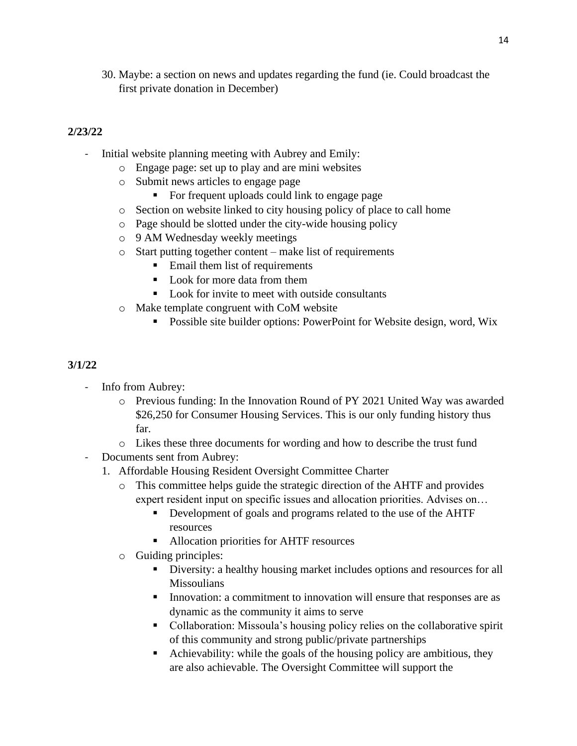30. Maybe: a section on news and updates regarding the fund (ie. Could broadcast the first private donation in December)

**2/23/22**

- Initial website planning meeting with Aubrey and Emily:
  - Engage page: set up to play and are mini websites
  - Submit news articles to engage page
    - For frequent uploads could link to engage page
  - Section on website linked to city housing policy of place to call home
  - Page should be slotted under the city-wide housing policy
  - 9 AM Wednesday weekly meetings
  - Start putting together content – make list of requirements
    - Email them list of requirements
    - Look for more data from them
    - Look for invite to meet with outside consultants
  - Make template congruent with CoM website
    - Possible site builder options: PowerPoint for Website design, word, Wix

**3/1/22**

- Info from Aubrey:
  - Previous funding: In the Innovation Round of PY 2021 United Way was awarded $26,250 for Consumer Housing Services. This is our only funding history thus far.
  - Likes these three documents for wording and how to describe the trust fund
- Documents sent from Aubrey:
  1. Affordable Housing Resident Oversight Committee Charter
     - This committee helps guide the strategic direction of the AHTF and provides expert resident input on specific issues and allocation priorities. Advises on…
       - Development of goals and programs related to the use of the AHTF resources
       - Allocation priorities for AHTF resources
     - Guiding principles:
       - Diversity: a healthy housing market includes options and resources for all Missoulians
       - Innovation: a commitment to innovation will ensure that responses are as dynamic as the community it aims to serve
       - Collaboration: Missoula's housing policy relies on the collaborative spirit of this community and strong public/private partnerships
       - Achievability: while the goals of the housing policy are ambitious, they are also achievable. The Oversight Committee will support the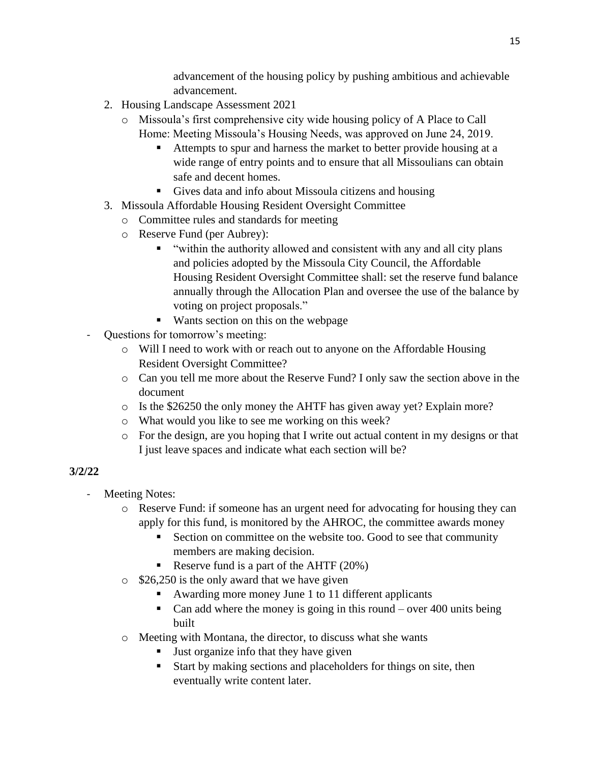advancement of the housing policy by pushing ambitious and achievable advancement.

2. Housing Landscape Assessment 2021
    - Missoula's first comprehensive city wide housing policy of A Place to Call Home: Meeting Missoula's Housing Needs, was approved on June 24, 2019.
        - Attempts to spur and harness the market to better provide housing at a wide range of entry points and to ensure that all Missoulians can obtain safe and decent homes.
        - Gives data and info about Missoula citizens and housing
3. Missoula Affordable Housing Resident Oversight Committee
    - Committee rules and standards for meeting
    - Reserve Fund (per Aubrey):
        - "within the authority allowed and consistent with any and all city plans and policies adopted by the Missoula City Council, the Affordable Housing Resident Oversight Committee shall: set the reserve fund balance annually through the Allocation Plan and oversee the use of the balance by voting on project proposals."
        - Wants section on this on the webpage

- Questions for tomorrow's meeting:
    - Will I need to work with or reach out to anyone on the Affordable Housing Resident Oversight Committee?
    - Can you tell me more about the Reserve Fund? I only saw the section above in the document
    - Is the $26250 the only money the AHTF has given away yet? Explain more?
    - What would you like to see me working on this week?
    - For the design, are you hoping that I write out actual content in my designs or that I just leave spaces and indicate what each section will be?

**3/2/22**

- Meeting Notes:
    - Reserve Fund: if someone has an urgent need for advocating for housing they can apply for this fund, is monitored by the AHROC, the committee awards money
        - Section on committee on the website too. Good to see that community members are making decision.
        - Reserve fund is a part of the AHTF (20%)
    - $26,250 is the only award that we have given
        - Awarding more money June 1 to 11 different applicants
        - Can add where the money is going in this round – over 400 units being built
    - Meeting with Montana, the director, to discuss what she wants
        - Just organize info that they have given
        - Start by making sections and placeholders for things on site, then eventually write content later.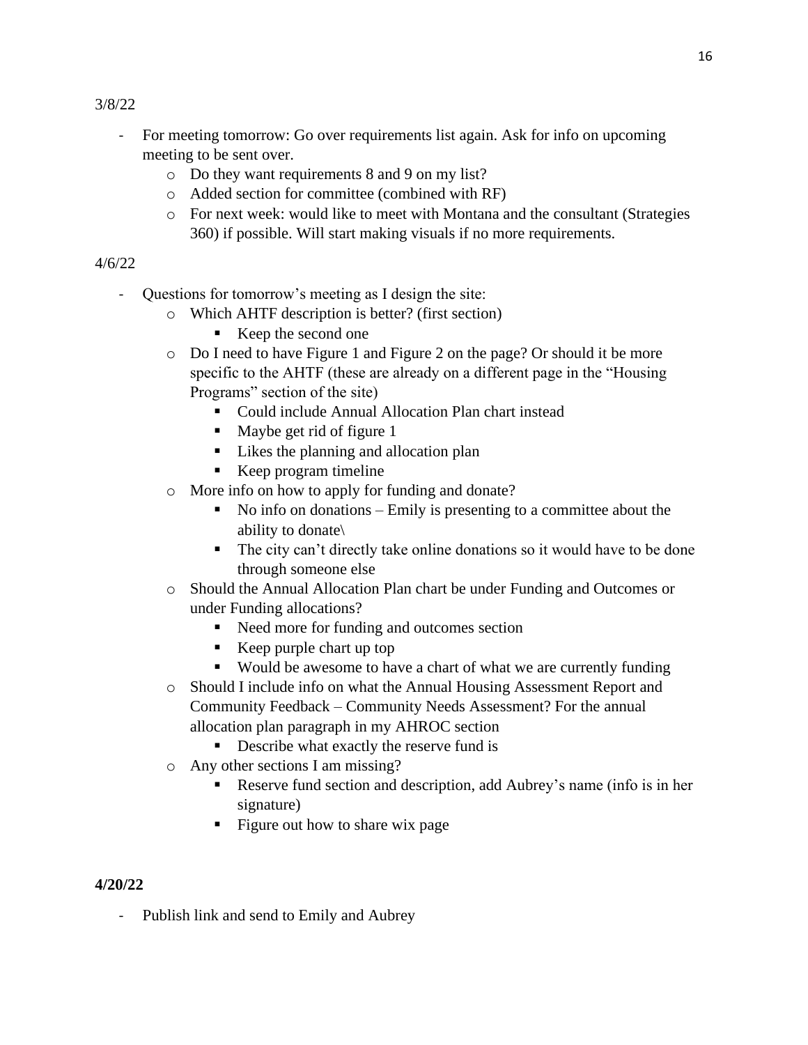3/8/22

- For meeting tomorrow: Go over requirements list again. Ask for info on upcoming meeting to be sent over.
  - Do they want requirements 8 and 9 on my list?
  - Added section for committee (combined with RF)
  - For next week: would like to meet with Montana and the consultant (Strategies 360) if possible. Will start making visuals if no more requirements.

4/6/22

- Questions for tomorrow's meeting as I design the site:
  - Which AHTF description is better? (first section)
    - Keep the second one
  - Do I need to have Figure 1 and Figure 2 on the page? Or should it be more specific to the AHTF (these are already on a different page in the "Housing Programs" section of the site)
    - Could include Annual Allocation Plan chart instead
    - Maybe get rid of figure 1
    - Likes the planning and allocation plan
    - Keep program timeline
  - More info on how to apply for funding and donate?
    - No info on donations – Emily is presenting to a committee about the ability to donate\
    - The city can't directly take online donations so it would have to be done through someone else
  - Should the Annual Allocation Plan chart be under Funding and Outcomes or under Funding allocations?
    - Need more for funding and outcomes section
    - Keep purple chart up top
    - Would be awesome to have a chart of what we are currently funding
  - Should I include info on what the Annual Housing Assessment Report and Community Feedback – Community Needs Assessment? For the annual allocation plan paragraph in my AHROC section
    - Describe what exactly the reserve fund is
  - Any other sections I am missing?
    - Reserve fund section and description, add Aubrey's name (info is in her signature)
    - Figure out how to share wix page

**4/20/22**

- Publish link and send to Emily and Aubrey